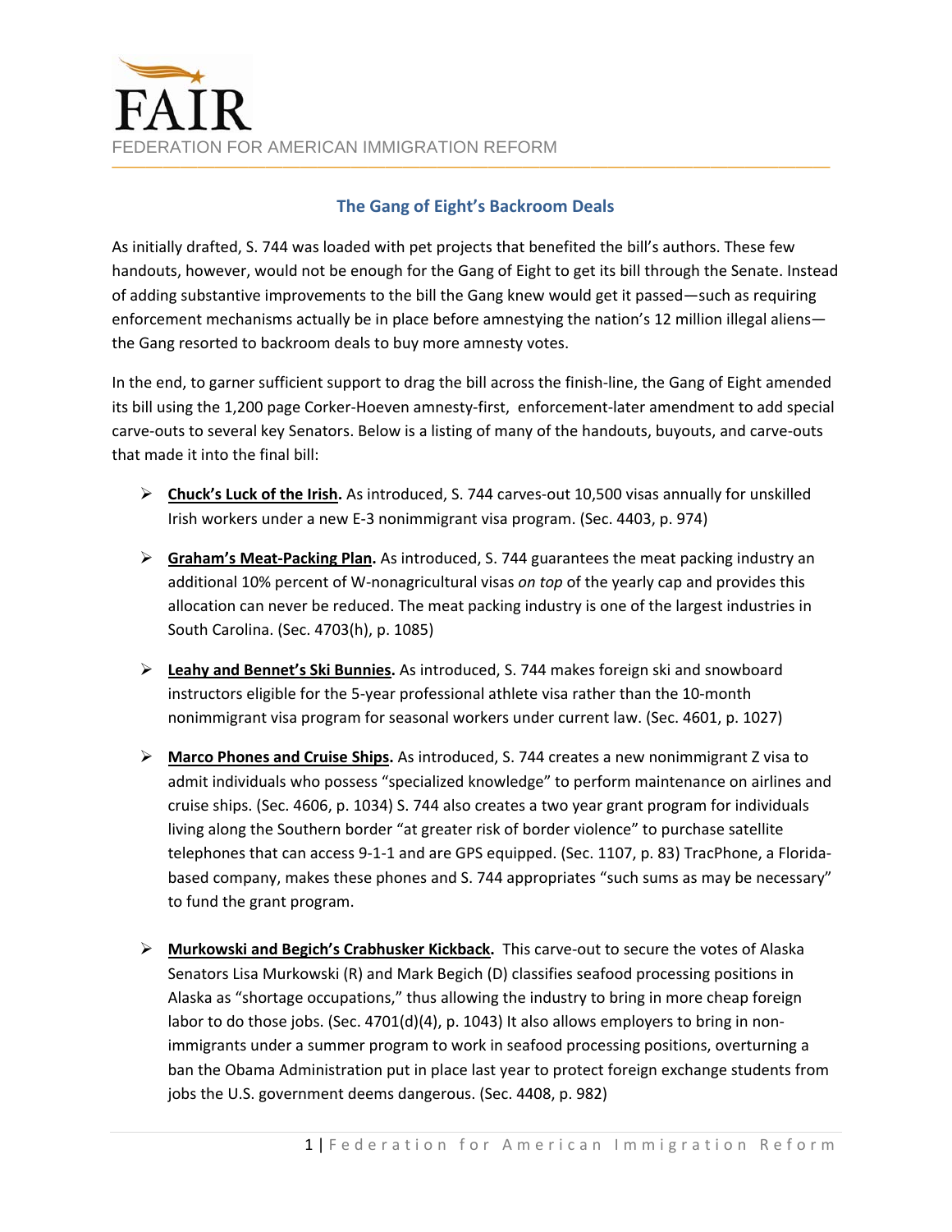FAIR

FEDERATION FOR AMERICAN IMMIGRATION REFORM

## The Gang of Eight's Backroom Deals

As initially drafted, S. 744 was loaded with pet projects that benefited the bill's authors. These few handouts, however, would not be enough for the Gang of Eight to get its bill through the Senate. Instead of adding substantive improvements to the bill the Gang knew would get it passed—such as requiring enforcement mechanisms actually be in place before amnestying the nation's 12 million illegal aliens—the Gang resorted to backroom deals to buy more amnesty votes.

In the end, to garner sufficient support to drag the bill across the finish-line, the Gang of Eight amended its bill using the 1,200 page Corker-Hoeven amnesty-first, enforcement-later amendment to add special carve-outs to several key Senators. Below is a listing of many of the handouts, buyouts, and carve-outs that made it into the final bill:

- **Chuck's Luck of the Irish.** As introduced, S. 744 carves-out 10,500 visas annually for unskilled Irish workers under a new E-3 nonimmigrant visa program. (Sec. 4403, p. 974)
- **Graham's Meat-Packing Plan.** As introduced, S. 744 guarantees the meat packing industry an additional 10% percent of W-nonagricultural visas *on top* of the yearly cap and provides this allocation can never be reduced. The meat packing industry is one of the largest industries in South Carolina. (Sec. 4703(h), p. 1085)
- **Leahy and Bennet's Ski Bunnies.** As introduced, S. 744 makes foreign ski and snowboard instructors eligible for the 5-year professional athlete visa rather than the 10-month nonimmigrant visa program for seasonal workers under current law. (Sec. 4601, p. 1027)
- **Marco Phones and Cruise Ships.** As introduced, S. 744 creates a new nonimmigrant Z visa to admit individuals who possess "specialized knowledge" to perform maintenance on airlines and cruise ships. (Sec. 4606, p. 1034) S. 744 also creates a two year grant program for individuals living along the Southern border "at greater risk of border violence" to purchase satellite telephones that can access 9-1-1 and are GPS equipped. (Sec. 1107, p. 83) TracPhone, a Florida-based company, makes these phones and S. 744 appropriates "such sums as may be necessary" to fund the grant program.
- **Murkowski and Begich's Crabhusker Kickback.** This carve-out to secure the votes of Alaska Senators Lisa Murkowski (R) and Mark Begich (D) classifies seafood processing positions in Alaska as "shortage occupations," thus allowing the industry to bring in more cheap foreign labor to do those jobs. (Sec. 4701(d)(4), p. 1043) It also allows employers to bring in non-immigrants under a summer program to work in seafood processing positions, overturning a ban the Obama Administration put in place last year to protect foreign exchange students from jobs the U.S. government deems dangerous. (Sec. 4408, p. 982)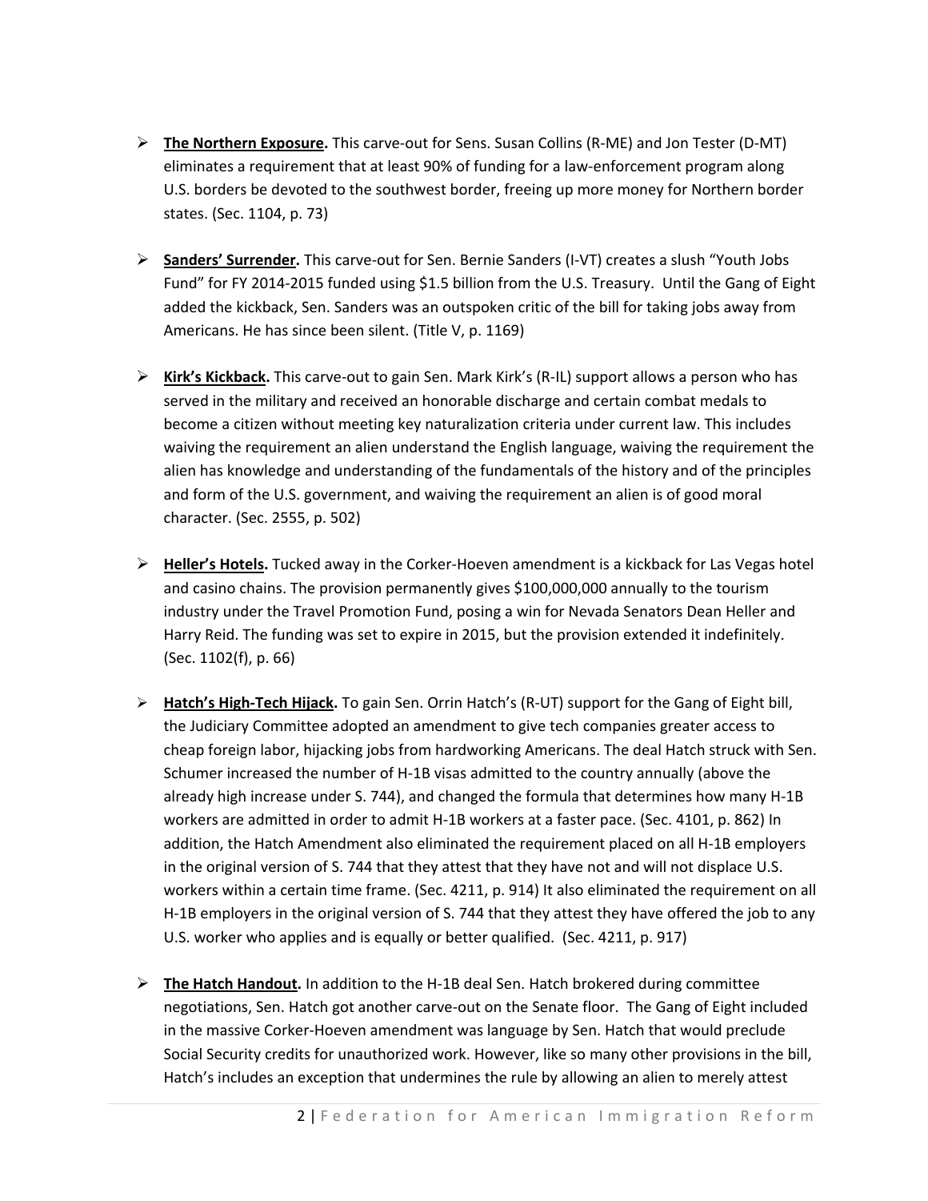- **The Northern Exposure.** This carve-out for Sens. Susan Collins (R-ME) and Jon Tester (D-MT) eliminates a requirement that at least 90% of funding for a law-enforcement program along U.S. borders be devoted to the southwest border, freeing up more money for Northern border states. (Sec. 1104, p. 73)

- **Sanders' Surrender.** This carve-out for Sen. Bernie Sanders (I-VT) creates a slush "Youth Jobs Fund" for FY 2014-2015 funded using $1.5 billion from the U.S. Treasury. Until the Gang of Eight added the kickback, Sen. Sanders was an outspoken critic of the bill for taking jobs away from Americans. He has since been silent. (Title V, p. 1169)

- **Kirk's Kickback.** This carve-out to gain Sen. Mark Kirk's (R-IL) support allows a person who has served in the military and received an honorable discharge and certain combat medals to become a citizen without meeting key naturalization criteria under current law. This includes waiving the requirement an alien understand the English language, waiving the requirement the alien has knowledge and understanding of the fundamentals of the history and of the principles and form of the U.S. government, and waiving the requirement an alien is of good moral character. (Sec. 2555, p. 502)

- **Heller's Hotels.** Tucked away in the Corker-Hoeven amendment is a kickback for Las Vegas hotel and casino chains. The provision permanently gives $100,000,000 annually to the tourism industry under the Travel Promotion Fund, posing a win for Nevada Senators Dean Heller and Harry Reid. The funding was set to expire in 2015, but the provision extended it indefinitely. (Sec. 1102(f), p. 66)

- **Hatch's High-Tech Hijack.** To gain Sen. Orrin Hatch's (R-UT) support for the Gang of Eight bill, the Judiciary Committee adopted an amendment to give tech companies greater access to cheap foreign labor, hijacking jobs from hardworking Americans. The deal Hatch struck with Sen. Schumer increased the number of H-1B visas admitted to the country annually (above the already high increase under S. 744), and changed the formula that determines how many H-1B workers are admitted in order to admit H-1B workers at a faster pace. (Sec. 4101, p. 862) In addition, the Hatch Amendment also eliminated the requirement placed on all H-1B employers in the original version of S. 744 that they attest that they have not and will not displace U.S. workers within a certain time frame. (Sec. 4211, p. 914) It also eliminated the requirement on all H-1B employers in the original version of S. 744 that they attest they have offered the job to any U.S. worker who applies and is equally or better qualified. (Sec. 4211, p. 917)

- **The Hatch Handout.** In addition to the H-1B deal Sen. Hatch brokered during committee negotiations, Sen. Hatch got another carve-out on the Senate floor. The Gang of Eight included in the massive Corker-Hoeven amendment was language by Sen. Hatch that would preclude Social Security credits for unauthorized work. However, like so many other provisions in the bill, Hatch's includes an exception that undermines the rule by allowing an alien to merely attest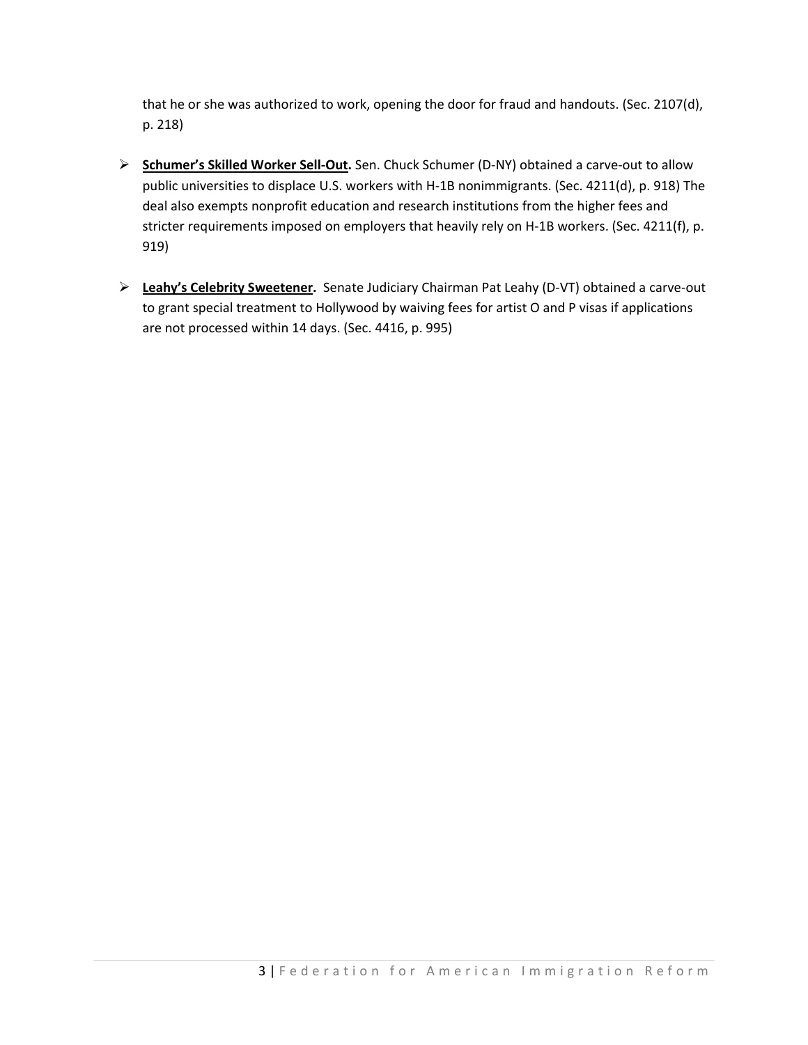that he or she was authorized to work, opening the door for fraud and handouts. (Sec. 2107(d), p. 218)

- **<u>Schumer's Skilled Worker Sell-Out</u>.** Sen. Chuck Schumer (D-NY) obtained a carve-out to allow public universities to displace U.S. workers with H-1B nonimmigrants. (Sec. 4211(d), p. 918) The deal also exempts nonprofit education and research institutions from the higher fees and stricter requirements imposed on employers that heavily rely on H-1B workers. (Sec. 4211(f), p. 919)

- **<u>Leahy's Celebrity Sweetener</u>.** Senate Judiciary Chairman Pat Leahy (D-VT) obtained a carve-out to grant special treatment to Hollywood by waiving fees for artist O and P visas if applications are not processed within 14 days. (Sec. 4416, p. 995)